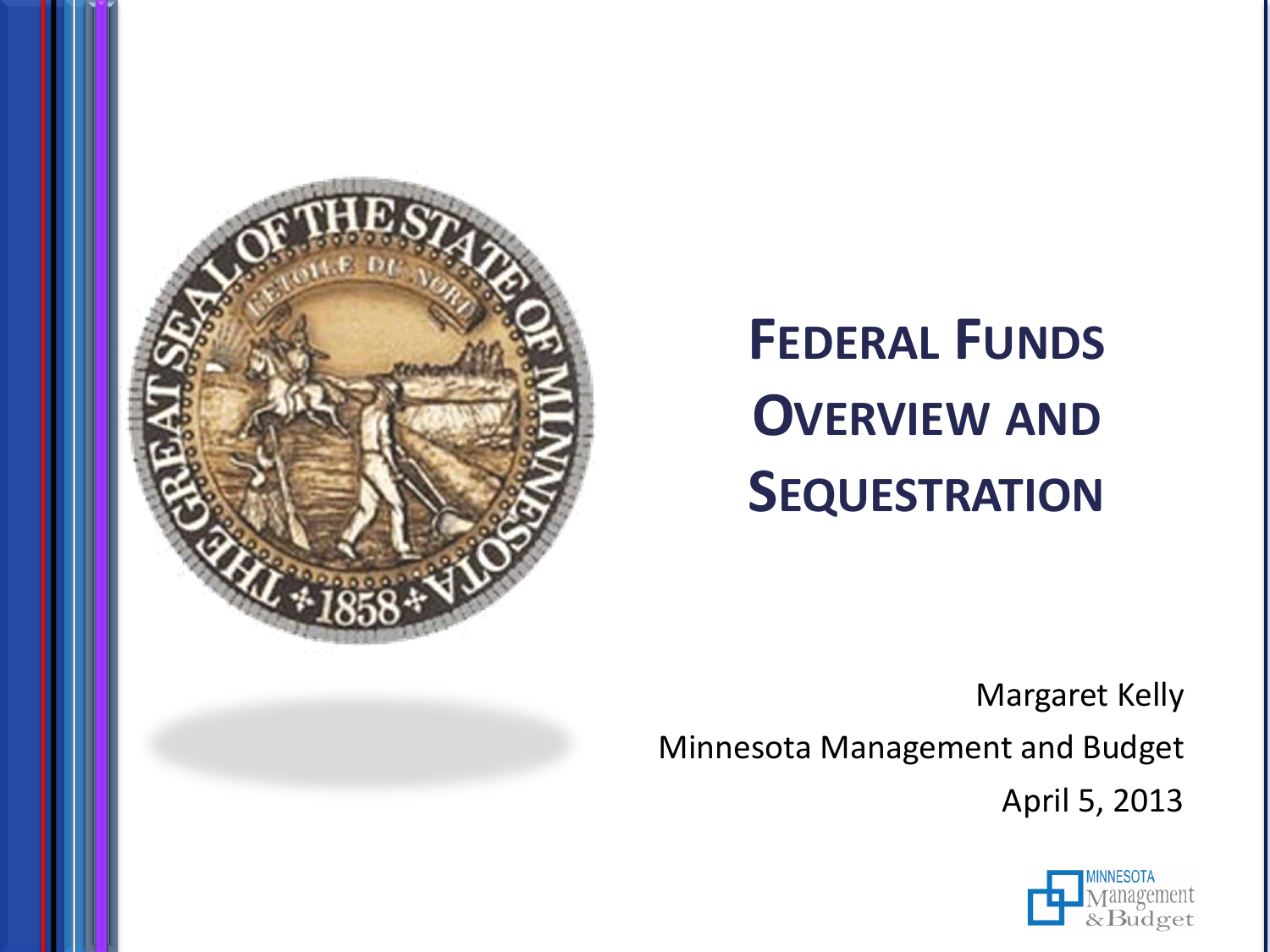# Federal Funds Overview and Sequestration

Margaret Kelly

Minnesota Management and Budget

April 5, 2013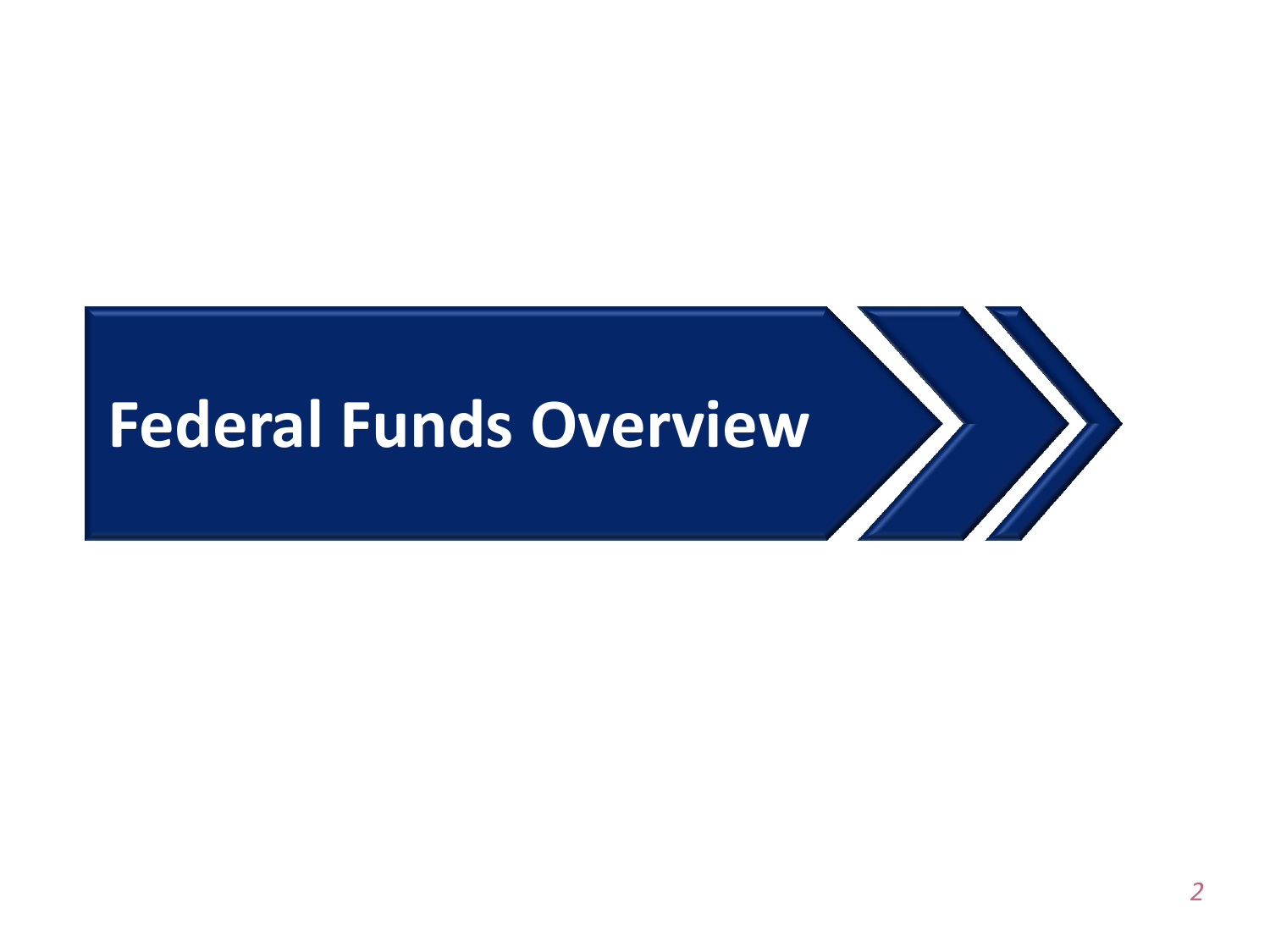# Federal Funds Overview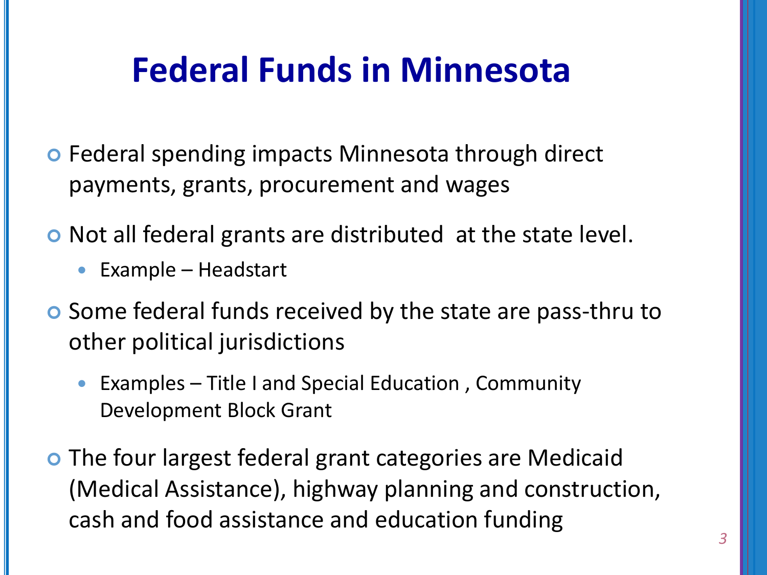# Federal Funds in Minnesota

- Federal spending impacts Minnesota through direct payments, grants, procurement and wages
- Not all federal grants are distributed  at the state level.
  - Example – Headstart
- Some federal funds received by the state are pass-thru to other political jurisdictions
  - Examples – Title I and Special Education , Community Development Block Grant
- The four largest federal grant categories are Medicaid (Medical Assistance), highway planning and construction, cash and food assistance and education funding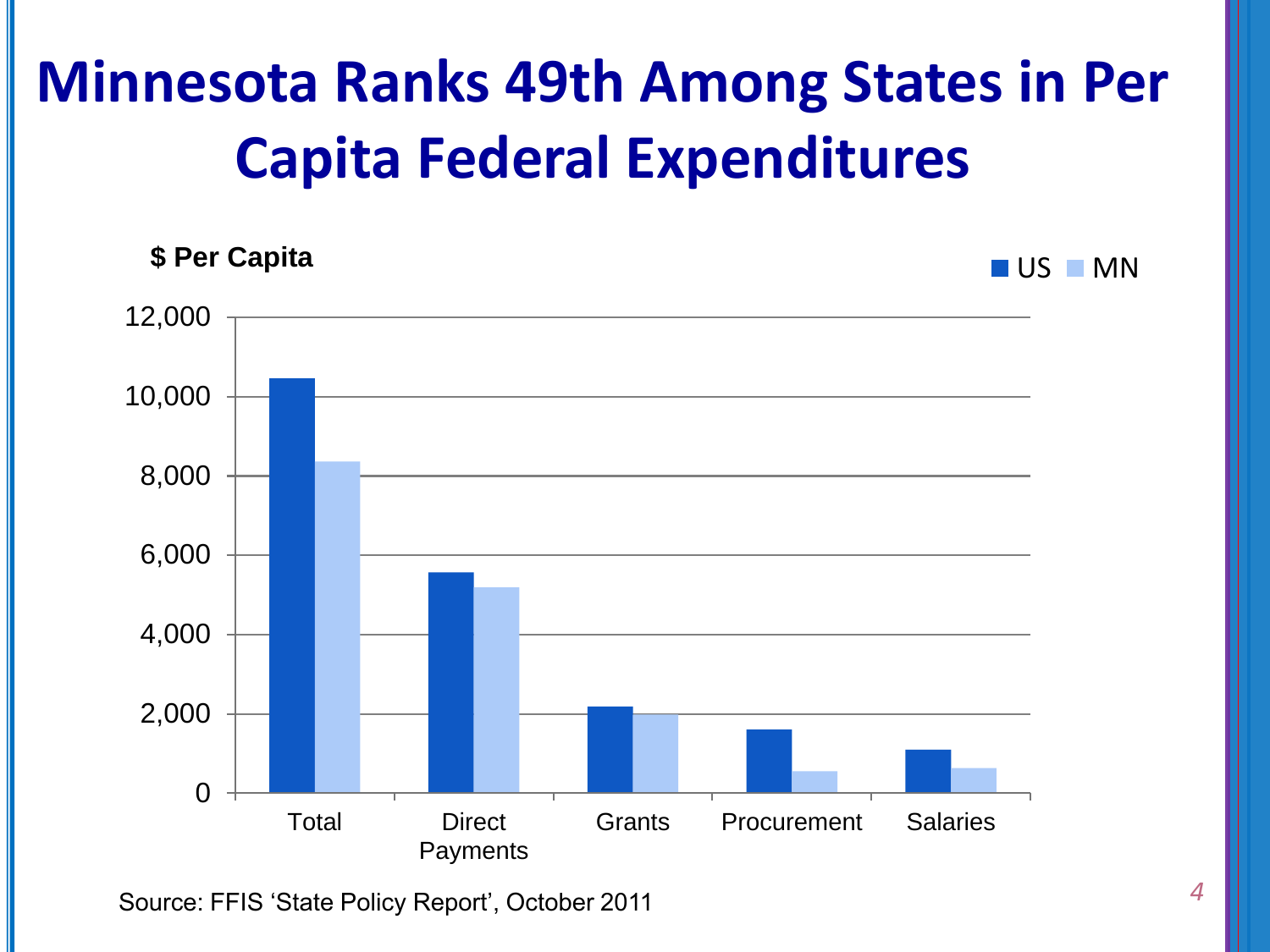# Minnesota Ranks 49th Among States in Per Capita Federal Expenditures

$ Per Capita

US MN

12,000
10,000
8,000
6,000
4,000
2,000
0

Total | Direct Payments | Grants | Procurement | Salaries

Source: FFIS 'State Policy Report', October 2011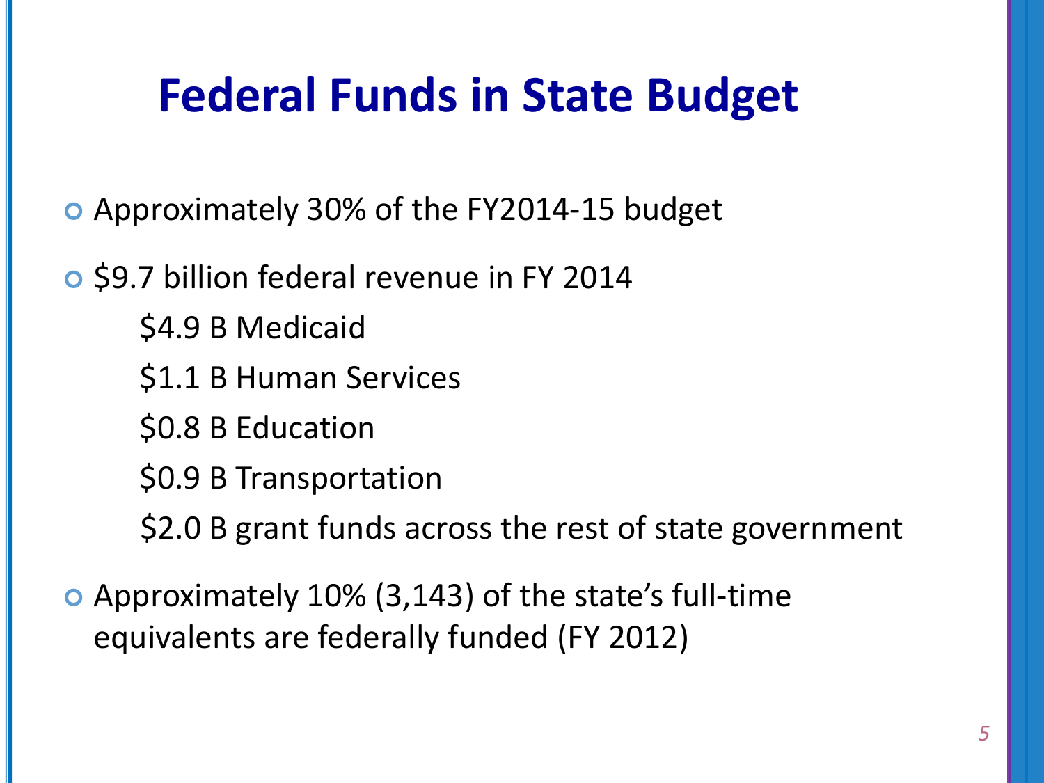# Federal Funds in State Budget

- Approximately 30% of the FY2014-15 budget
- $9.7 billion federal revenue in FY 2014
  - $4.9 B Medicaid
  - $1.1 B Human Services
  - $0.8 B Education
  - $0.9 B Transportation
  - $2.0 B grant funds across the rest of state government
- Approximately 10% (3,143) of the state's full-time equivalents are federally funded (FY 2012)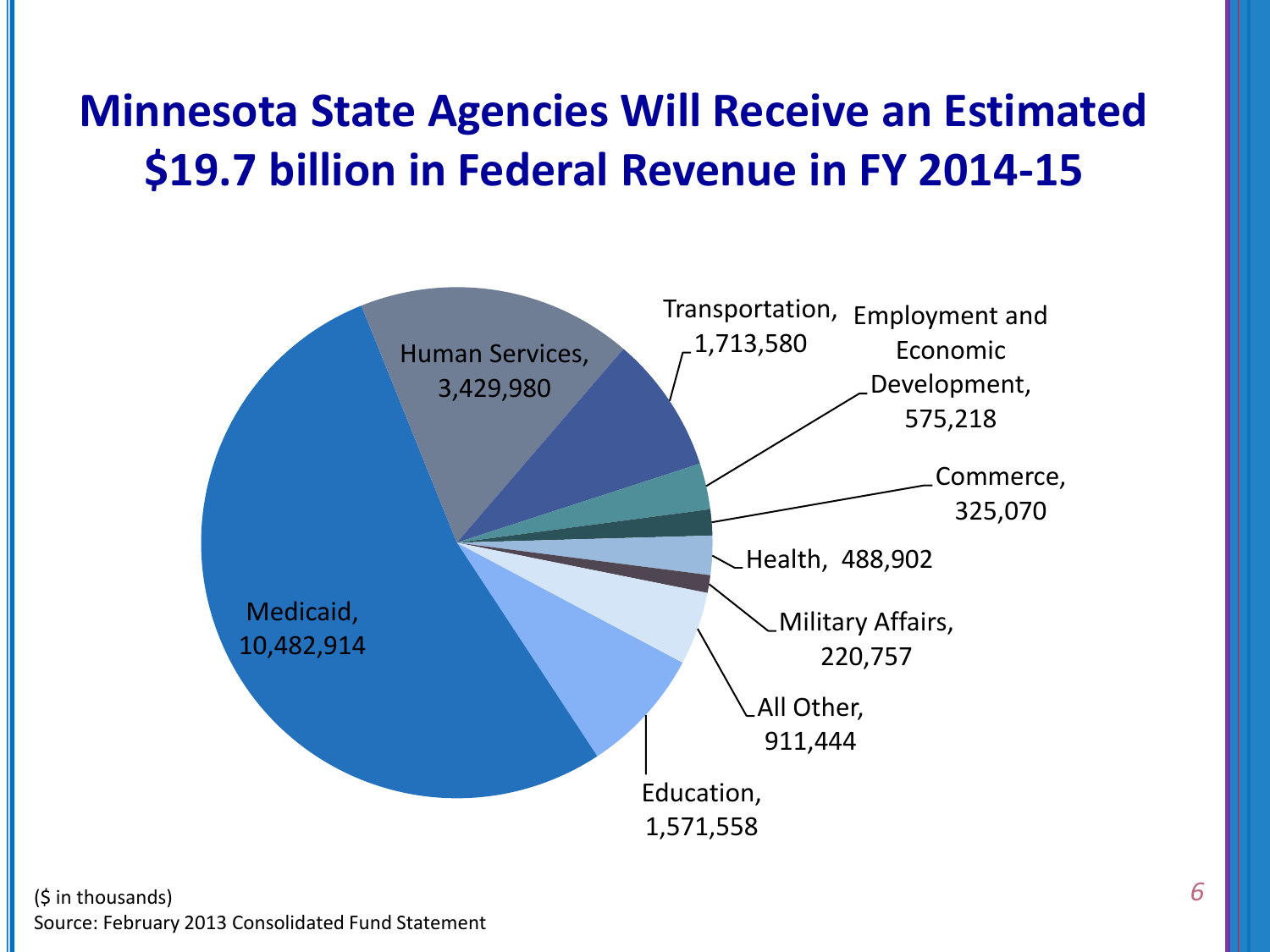# Minnesota State Agencies Will Receive an Estimated $19.7 billion in Federal Revenue in FY 2014-15

| Category | Amount |
| --- | --- |
| Medicaid | 10,482,914 |
| Human Services | 3,429,980 |
| Transportation | 1,713,580 |
| Employment and Economic Development | 575,218 |
| Commerce | 325,070 |
| Health | 488,902 |
| Military Affairs | 220,757 |
| All Other | 911,444 |
| Education | 1,571,558 |

($ in thousands)

Source: February 2013 Consolidated Fund Statement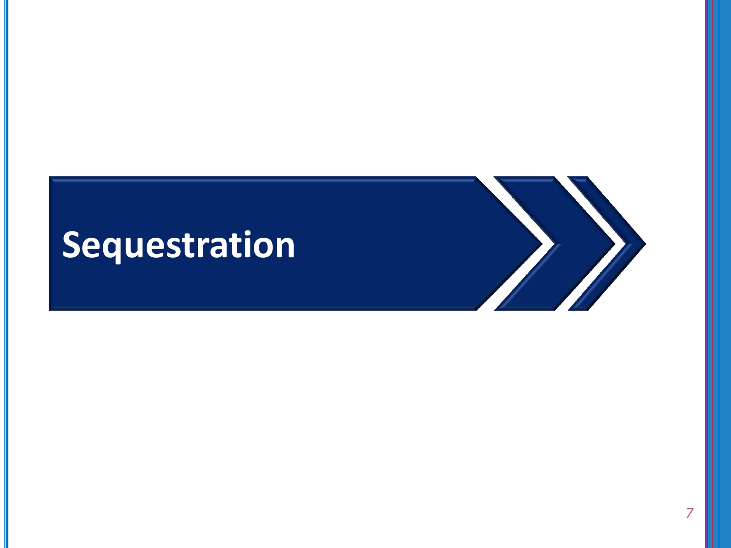# Sequestration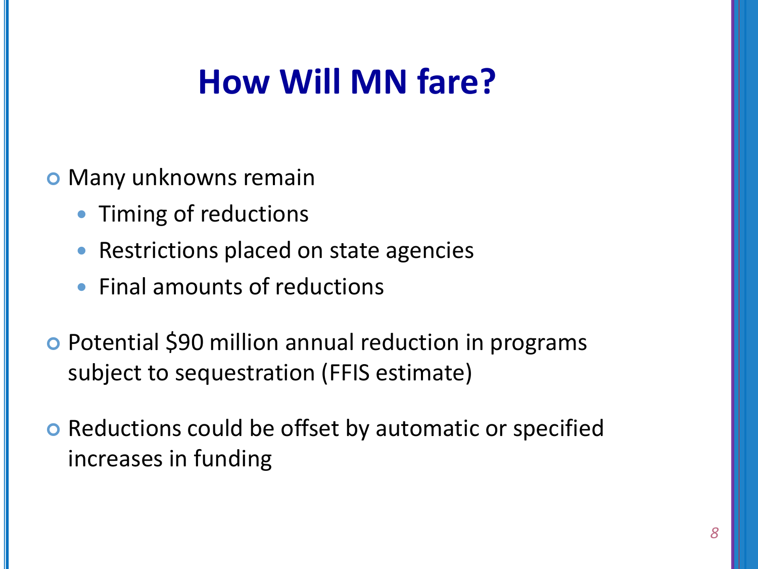# How Will MN fare?

- Many unknowns remain
  - Timing of reductions
  - Restrictions placed on state agencies
  - Final amounts of reductions
- Potential $90 million annual reduction in programs subject to sequestration (FFIS estimate)
- Reductions could be offset by automatic or specified increases in funding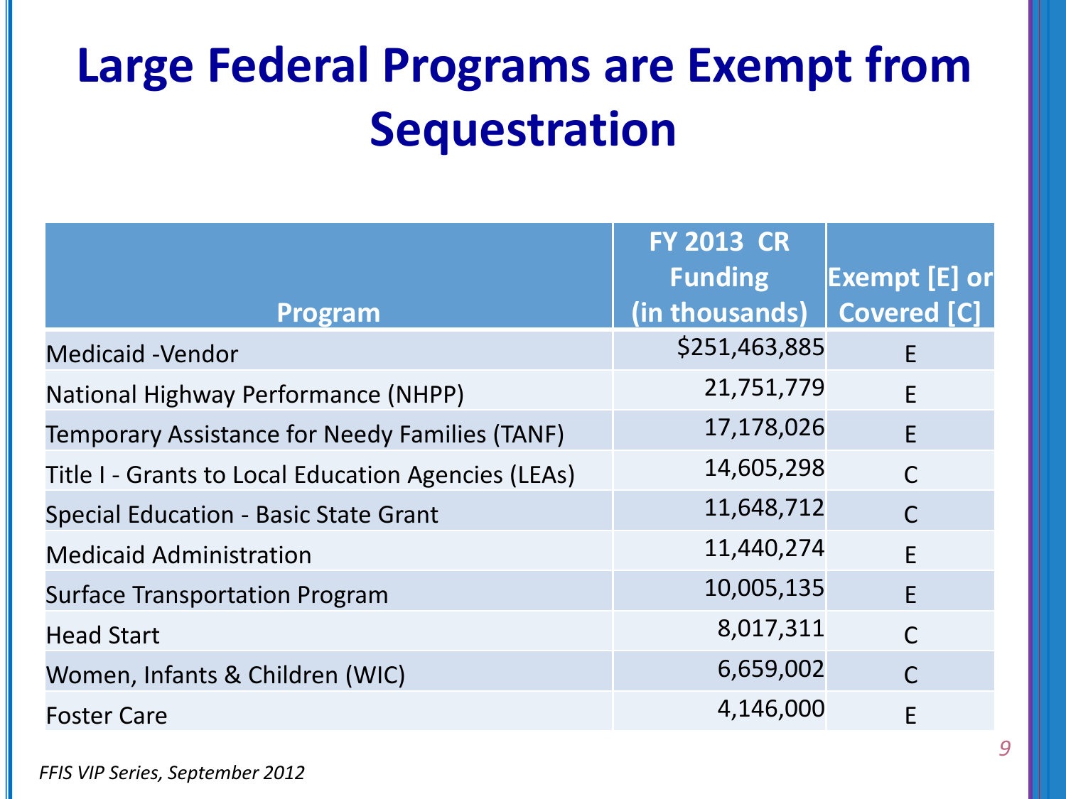# Large Federal Programs are Exempt from Sequestration

| Program | FY 2013 CR Funding (in thousands) | Exempt [E] or Covered [C] |
|---|---|---|
| Medicaid -Vendor | $251,463,885 | E |
| National Highway Performance (NHPP) | 21,751,779 | E |
| Temporary Assistance for Needy Families (TANF) | 17,178,026 | E |
| Title I - Grants to Local Education Agencies (LEAs) | 14,605,298 | C |
| Special Education - Basic State Grant | 11,648,712 | C |
| Medicaid Administration | 11,440,274 | E |
| Surface Transportation Program | 10,005,135 | E |
| Head Start | 8,017,311 | C |
| Women, Infants & Children (WIC) | 6,659,002 | C |
| Foster Care | 4,146,000 | E |

*FFIS VIP Series, September 2012*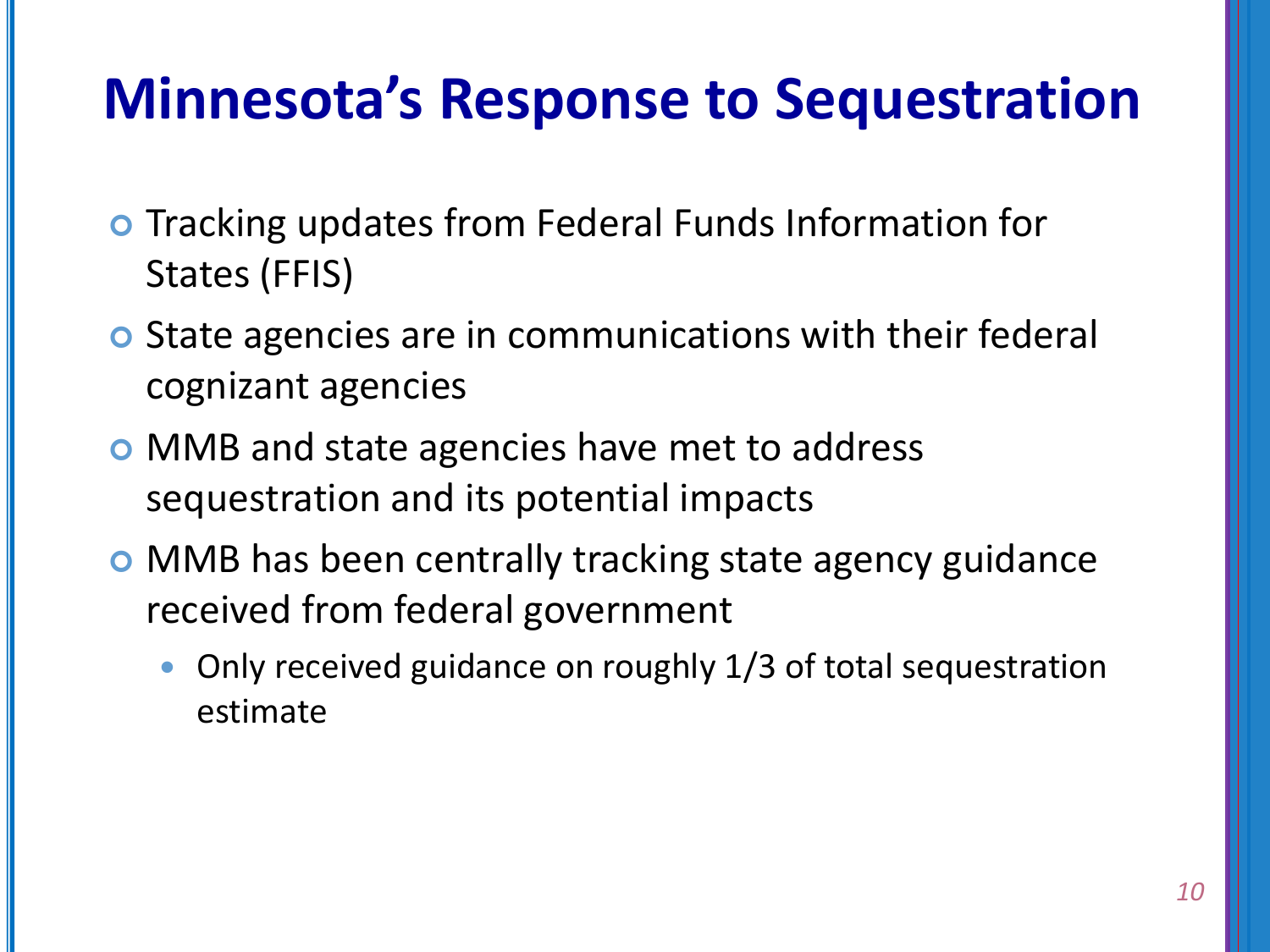# Minnesota's Response to Sequestration

- Tracking updates from Federal Funds Information for States (FFIS)
- State agencies are in communications with their federal cognizant agencies
- MMB and state agencies have met to address sequestration and its potential impacts
- MMB has been centrally tracking state agency guidance received from federal government
  - Only received guidance on roughly 1/3 of total sequestration estimate